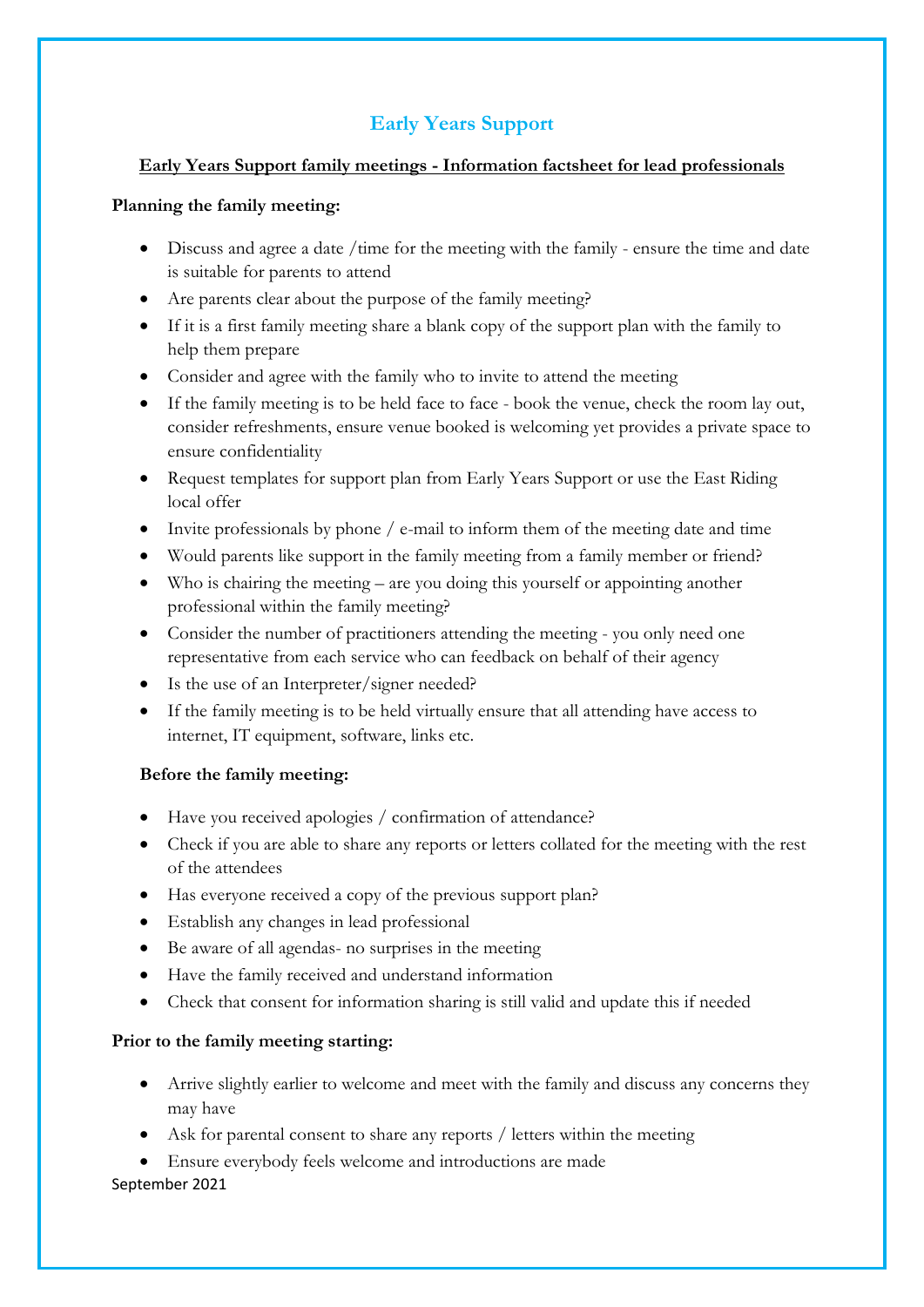# Early Years Support

**Early Years Support family meetings - Information factsheet for lead professionals**

**Planning the family meeting:**

- Discuss and agree a date /time for the meeting with the family - ensure the time and date is suitable for parents to attend
- Are parents clear about the purpose of the family meeting?
- If it is a first family meeting share a blank copy of the support plan with the family to help them prepare
- Consider and agree with the family who to invite to attend the meeting
- If the family meeting is to be held face to face - book the venue, check the room lay out, consider refreshments, ensure venue booked is welcoming yet provides a private space to ensure confidentiality
- Request templates for support plan from Early Years Support or use the East Riding local offer
- Invite professionals by phone / e-mail to inform them of the meeting date and time
- Would parents like support in the family meeting from a family member or friend?
- Who is chairing the meeting – are you doing this yourself or appointing another professional within the family meeting?
- Consider the number of practitioners attending the meeting - you only need one representative from each service who can feedback on behalf of their agency
- Is the use of an Interpreter/signer needed?
- If the family meeting is to be held virtually ensure that all attending have access to internet, IT equipment, software, links etc.

**Before the family meeting:**

- Have you received apologies / confirmation of attendance?
- Check if you are able to share any reports or letters collated for the meeting with the rest of the attendees
- Has everyone received a copy of the previous support plan?
- Establish any changes in lead professional
- Be aware of all agendas- no surprises in the meeting
- Have the family received and understand information
- Check that consent for information sharing is still valid and update this if needed

**Prior to the family meeting starting:**

- Arrive slightly earlier to welcome and meet with the family and discuss any concerns they may have
- Ask for parental consent to share any reports / letters within the meeting
- Ensure everybody feels welcome and introductions are made

September 2021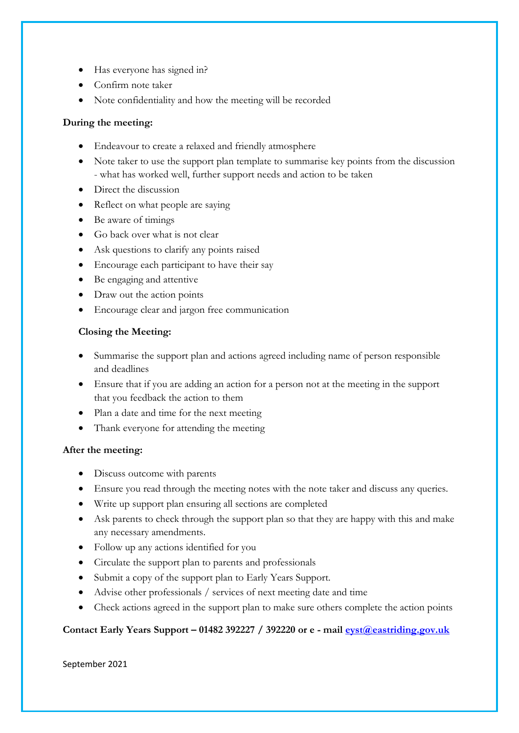- Has everyone has signed in?
- Confirm note taker
- Note confidentiality and how the meeting will be recorded

**During the meeting:**

- Endeavour to create a relaxed and friendly atmosphere
- Note taker to use the support plan template to summarise key points from the discussion - what has worked well, further support needs and action to be taken
- Direct the discussion
- Reflect on what people are saying
- Be aware of timings
- Go back over what is not clear
- Ask questions to clarify any points raised
- Encourage each participant to have their say
- Be engaging and attentive
- Draw out the action points
- Encourage clear and jargon free communication

**Closing the Meeting:**

- Summarise the support plan and actions agreed including name of person responsible and deadlines
- Ensure that if you are adding an action for a person not at the meeting in the support that you feedback the action to them
- Plan a date and time for the next meeting
- Thank everyone for attending the meeting

**After the meeting:**

- Discuss outcome with parents
- Ensure you read through the meeting notes with the note taker and discuss any queries.
- Write up support plan ensuring all sections are completed
- Ask parents to check through the support plan so that they are happy with this and make any necessary amendments.
- Follow up any actions identified for you
- Circulate the support plan to parents and professionals
- Submit a copy of the support plan to Early Years Support.
- Advise other professionals / services of next meeting date and time
- Check actions agreed in the support plan to make sure others complete the action points

**Contact Early Years Support – 01482 392227 / 392220 or e - mail [eyst@eastriding.gov.uk](mailto:eyst@eastriding.gov.uk)**

September 2021